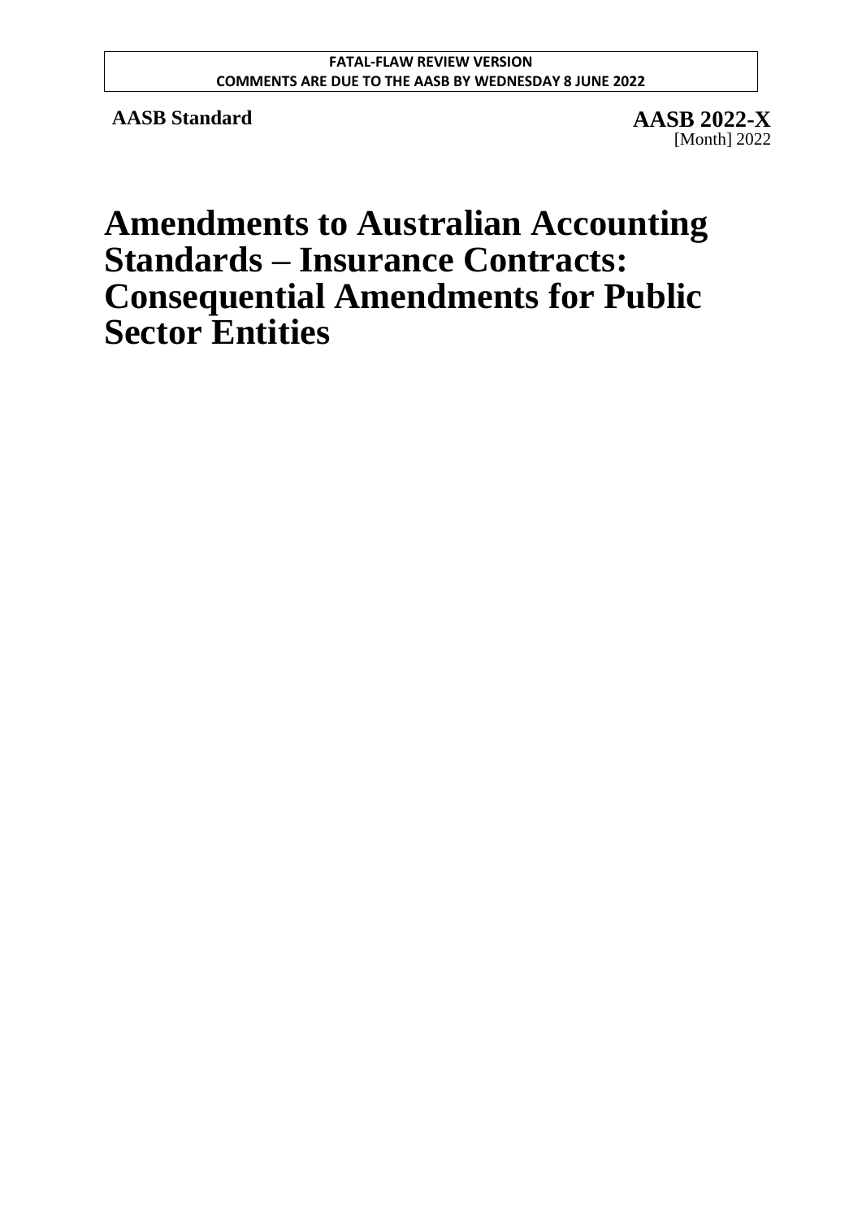**FATAL-FLAW REVIEW VERSION**
**COMMENTS ARE DUE TO THE AASB BY WEDNESDAY 8 JUNE 2022**

**AASB Standard**

**AASB 2022-X**
[Month] 2022

# Amendments to Australian Accounting Standards – Insurance Contracts: Consequential Amendments for Public Sector Entities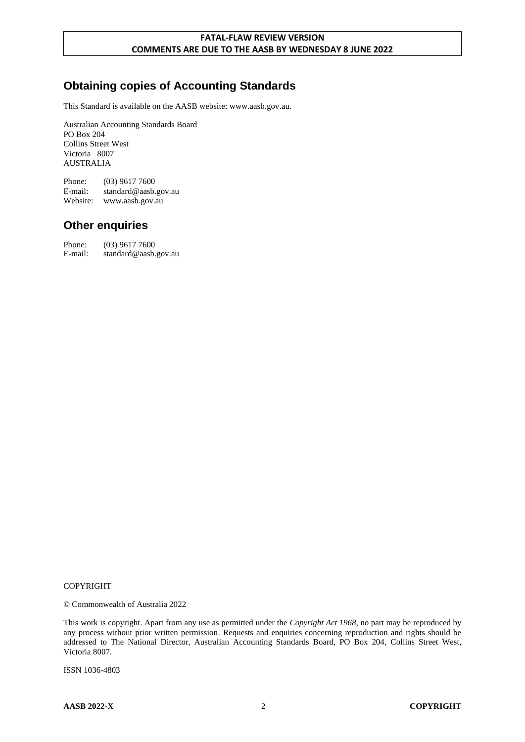**FATAL-FLAW REVIEW VERSION**
**COMMENTS ARE DUE TO THE AASB BY WEDNESDAY 8 JUNE 2022**

## Obtaining copies of Accounting Standards

This Standard is available on the AASB website: www.aasb.gov.au.

Australian Accounting Standards Board
PO Box 204
Collins Street West
Victoria 8007
AUSTRALIA

Phone: (03) 9617 7600
E-mail: standard@aasb.gov.au
Website: www.aasb.gov.au

## Other enquiries

Phone: (03) 9617 7600
E-mail: standard@aasb.gov.au

COPYRIGHT

© Commonwealth of Australia 2022

This work is copyright. Apart from any use as permitted under the *Copyright Act 1968*, no part may be reproduced by any process without prior written permission. Requests and enquiries concerning reproduction and rights should be addressed to The National Director, Australian Accounting Standards Board, PO Box 204, Collins Street West, Victoria 8007.

ISSN 1036-4803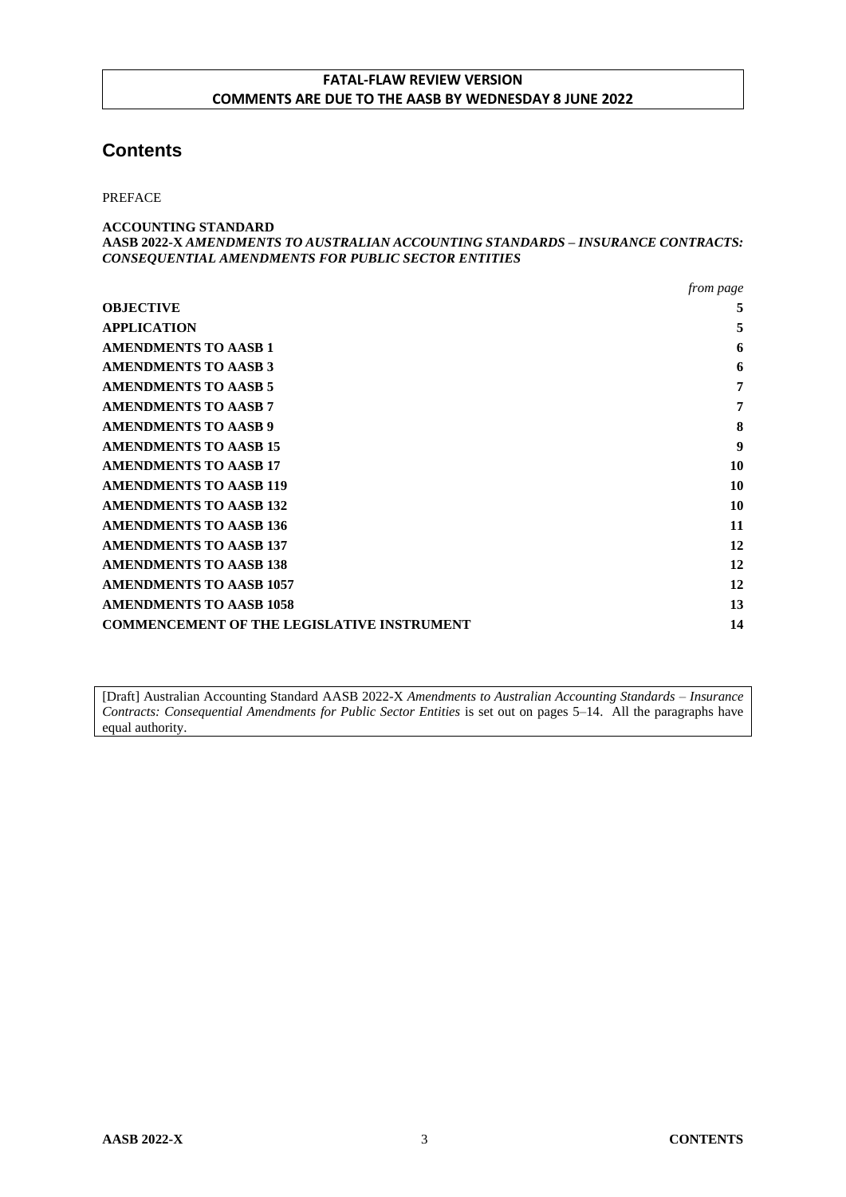**FATAL-FLAW REVIEW VERSION**
**COMMENTS ARE DUE TO THE AASB BY WEDNESDAY 8 JUNE 2022**

# Contents

PREFACE

**ACCOUNTING STANDARD**
**AASB 2022-X *AMENDMENTS TO AUSTRALIAN ACCOUNTING STANDARDS – INSURANCE CONTRACTS: CONSEQUENTIAL AMENDMENTS FOR PUBLIC SECTOR ENTITIES***

| | *from page* |
|---|---|
| **OBJECTIVE** | **5** |
| **APPLICATION** | **5** |
| **AMENDMENTS TO AASB 1** | **6** |
| **AMENDMENTS TO AASB 3** | **6** |
| **AMENDMENTS TO AASB 5** | **7** |
| **AMENDMENTS TO AASB 7** | **7** |
| **AMENDMENTS TO AASB 9** | **8** |
| **AMENDMENTS TO AASB 15** | **9** |
| **AMENDMENTS TO AASB 17** | **10** |
| **AMENDMENTS TO AASB 119** | **10** |
| **AMENDMENTS TO AASB 132** | **10** |
| **AMENDMENTS TO AASB 136** | **11** |
| **AMENDMENTS TO AASB 137** | **12** |
| **AMENDMENTS TO AASB 138** | **12** |
| **AMENDMENTS TO AASB 1057** | **12** |
| **AMENDMENTS TO AASB 1058** | **13** |
| **COMMENCEMENT OF THE LEGISLATIVE INSTRUMENT** | **14** |

[Draft] Australian Accounting Standard AASB 2022-X *Amendments to Australian Accounting Standards – Insurance Contracts: Consequential Amendments for Public Sector Entities* is set out on pages 5–14. All the paragraphs have equal authority.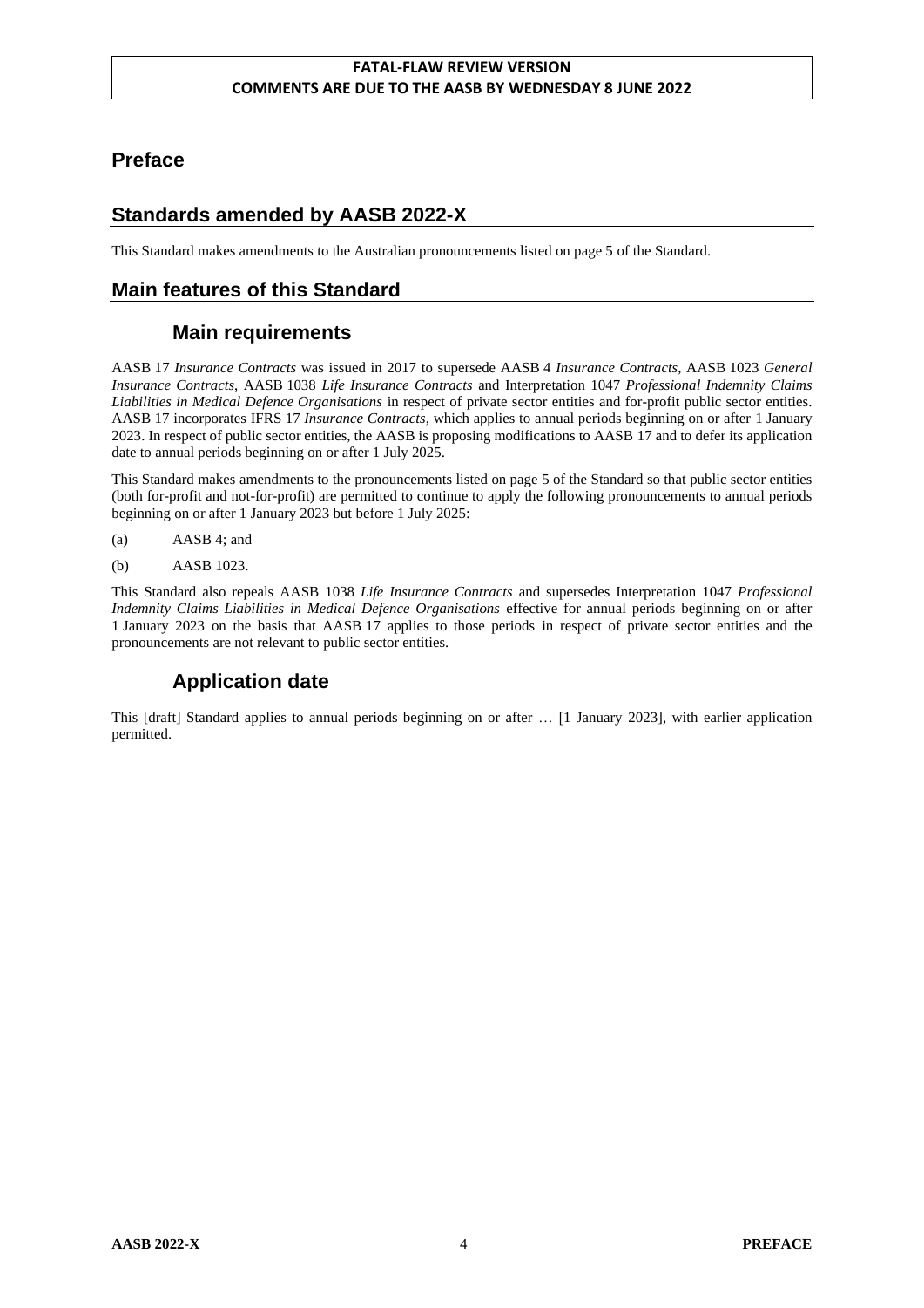**FATAL-FLAW REVIEW VERSION**
**COMMENTS ARE DUE TO THE AASB BY WEDNESDAY 8 JUNE 2022**

# Preface

## Standards amended by AASB 2022-X

This Standard makes amendments to the Australian pronouncements listed on page 5 of the Standard.

## Main features of this Standard

### Main requirements

AASB 17 *Insurance Contracts* was issued in 2017 to supersede AASB 4 *Insurance Contracts*, AASB 1023 *General Insurance Contracts*, AASB 1038 *Life Insurance Contracts* and Interpretation 1047 *Professional Indemnity Claims Liabilities in Medical Defence Organisations* in respect of private sector entities and for-profit public sector entities. AASB 17 incorporates IFRS 17 *Insurance Contracts*, which applies to annual periods beginning on or after 1 January 2023. In respect of public sector entities, the AASB is proposing modifications to AASB 17 and to defer its application date to annual periods beginning on or after 1 July 2025.

This Standard makes amendments to the pronouncements listed on page 5 of the Standard so that public sector entities (both for-profit and not-for-profit) are permitted to continue to apply the following pronouncements to annual periods beginning on or after 1 January 2023 but before 1 July 2025:

(a) AASB 4; and

(b) AASB 1023.

This Standard also repeals AASB 1038 *Life Insurance Contracts* and supersedes Interpretation 1047 *Professional Indemnity Claims Liabilities in Medical Defence Organisations* effective for annual periods beginning on or after 1 January 2023 on the basis that AASB 17 applies to those periods in respect of private sector entities and the pronouncements are not relevant to public sector entities.

### Application date

This [draft] Standard applies to annual periods beginning on or after … [1 January 2023], with earlier application permitted.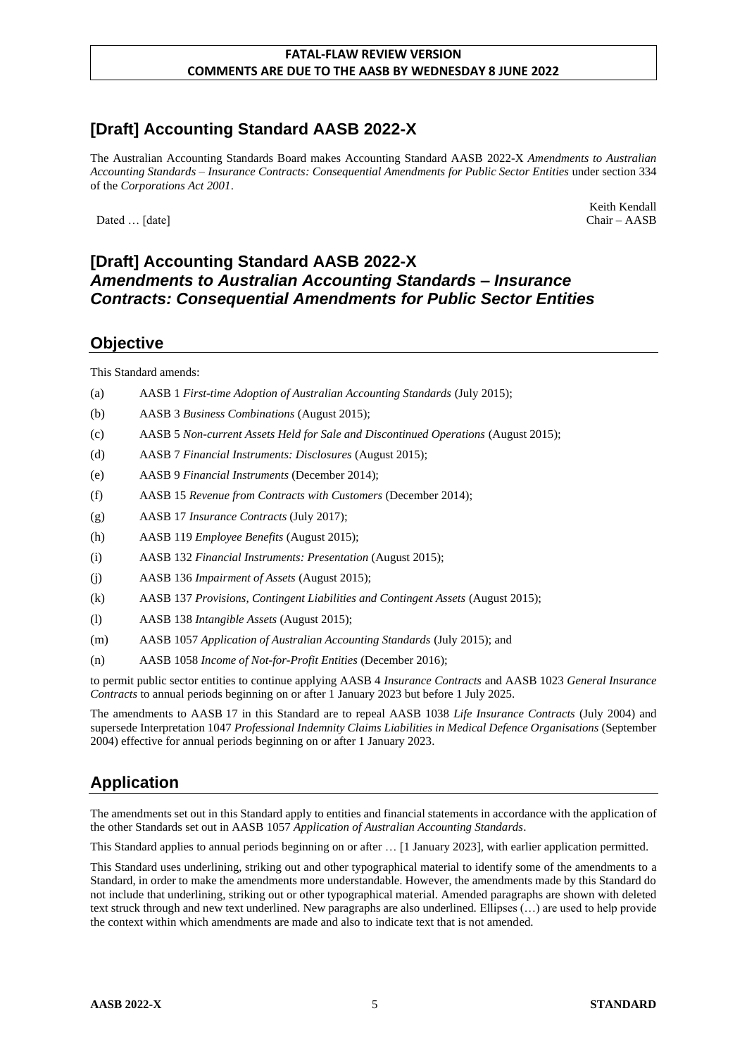**FATAL-FLAW REVIEW VERSION**
**COMMENTS ARE DUE TO THE AASB BY WEDNESDAY 8 JUNE 2022**

# [Draft] Accounting Standard AASB 2022-X

The Australian Accounting Standards Board makes Accounting Standard AASB 2022-X *Amendments to Australian Accounting Standards – Insurance Contracts: Consequential Amendments for Public Sector Entities* under section 334 of the *Corporations Act 2001*.

Dated … [date]

Keith Kendall
Chair – AASB

# [Draft] Accounting Standard AASB 2022-X *Amendments to Australian Accounting Standards – Insurance Contracts: Consequential Amendments for Public Sector Entities*

## Objective

This Standard amends:

(a) AASB 1 *First-time Adoption of Australian Accounting Standards* (July 2015);

(b) AASB 3 *Business Combinations* (August 2015);

(c) AASB 5 *Non-current Assets Held for Sale and Discontinued Operations* (August 2015);

(d) AASB 7 *Financial Instruments: Disclosures* (August 2015);

(e) AASB 9 *Financial Instruments* (December 2014);

(f) AASB 15 *Revenue from Contracts with Customers* (December 2014);

(g) AASB 17 *Insurance Contracts* (July 2017);

(h) AASB 119 *Employee Benefits* (August 2015);

(i) AASB 132 *Financial Instruments: Presentation* (August 2015);

(j) AASB 136 *Impairment of Assets* (August 2015);

(k) AASB 137 *Provisions, Contingent Liabilities and Contingent Assets* (August 2015);

(l) AASB 138 *Intangible Assets* (August 2015);

(m) AASB 1057 *Application of Australian Accounting Standards* (July 2015); and

(n) AASB 1058 *Income of Not-for-Profit Entities* (December 2016);

to permit public sector entities to continue applying AASB 4 *Insurance Contracts* and AASB 1023 *General Insurance Contracts* to annual periods beginning on or after 1 January 2023 but before 1 July 2025.

The amendments to AASB 17 in this Standard are to repeal AASB 1038 *Life Insurance Contracts* (July 2004) and supersede Interpretation 1047 *Professional Indemnity Claims Liabilities in Medical Defence Organisations* (September 2004) effective for annual periods beginning on or after 1 January 2023.

## Application

The amendments set out in this Standard apply to entities and financial statements in accordance with the application of the other Standards set out in AASB 1057 *Application of Australian Accounting Standards*.

This Standard applies to annual periods beginning on or after … [1 January 2023], with earlier application permitted.

This Standard uses underlining, striking out and other typographical material to identify some of the amendments to a Standard, in order to make the amendments more understandable. However, the amendments made by this Standard do not include that underlining, striking out or other typographical material. Amended paragraphs are shown with deleted text struck through and new text underlined. New paragraphs are also underlined. Ellipses (…) are used to help provide the context within which amendments are made and also to indicate text that is not amended.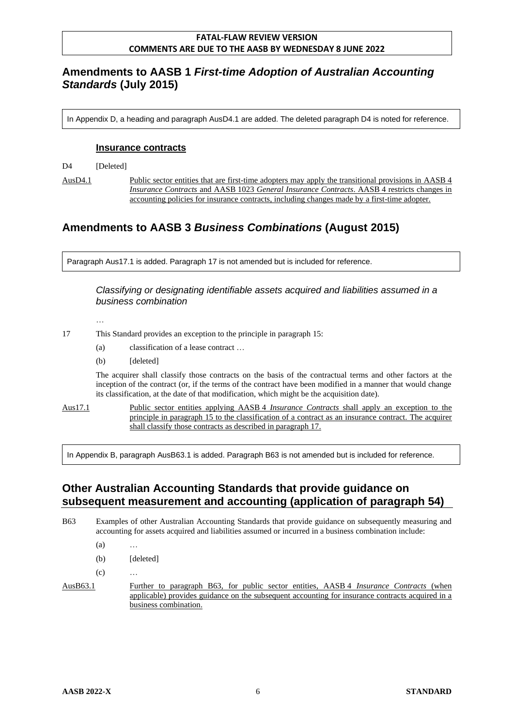**FATAL-FLAW REVIEW VERSION**
**COMMENTS ARE DUE TO THE AASB BY WEDNESDAY 8 JUNE 2022**

## Amendments to AASB 1 *First-time Adoption of Australian Accounting Standards* (July 2015)

In Appendix D, a heading and paragraph AusD4.1 are added. The deleted paragraph D4 is noted for reference.

### Insurance contracts

D4 [Deleted]

AusD4.1 Public sector entities that are first-time adopters may apply the transitional provisions in AASB 4 *Insurance Contracts* and AASB 1023 *General Insurance Contracts*. AASB 4 restricts changes in accounting policies for insurance contracts, including changes made by a first-time adopter.

## Amendments to AASB 3 *Business Combinations* (August 2015)

Paragraph Aus17.1 is added. Paragraph 17 is not amended but is included for reference.

*Classifying or designating identifiable assets acquired and liabilities assumed in a business combination*

…

17 This Standard provides an exception to the principle in paragraph 15:

(a) classification of a lease contract …

(b) [deleted]

The acquirer shall classify those contracts on the basis of the contractual terms and other factors at the inception of the contract (or, if the terms of the contract have been modified in a manner that would change its classification, at the date of that modification, which might be the acquisition date).

Aus17.1 Public sector entities applying AASB 4 *Insurance Contracts* shall apply an exception to the principle in paragraph 15 to the classification of a contract as an insurance contract. The acquirer shall classify those contracts as described in paragraph 17.

In Appendix B, paragraph AusB63.1 is added. Paragraph B63 is not amended but is included for reference.

## Other Australian Accounting Standards that provide guidance on subsequent measurement and accounting (application of paragraph 54)

B63 Examples of other Australian Accounting Standards that provide guidance on subsequently measuring and accounting for assets acquired and liabilities assumed or incurred in a business combination include:

(a) …

(b) [deleted]

(c) …

AusB63.1 Further to paragraph B63, for public sector entities, AASB 4 *Insurance Contracts* (when applicable) provides guidance on the subsequent accounting for insurance contracts acquired in a business combination.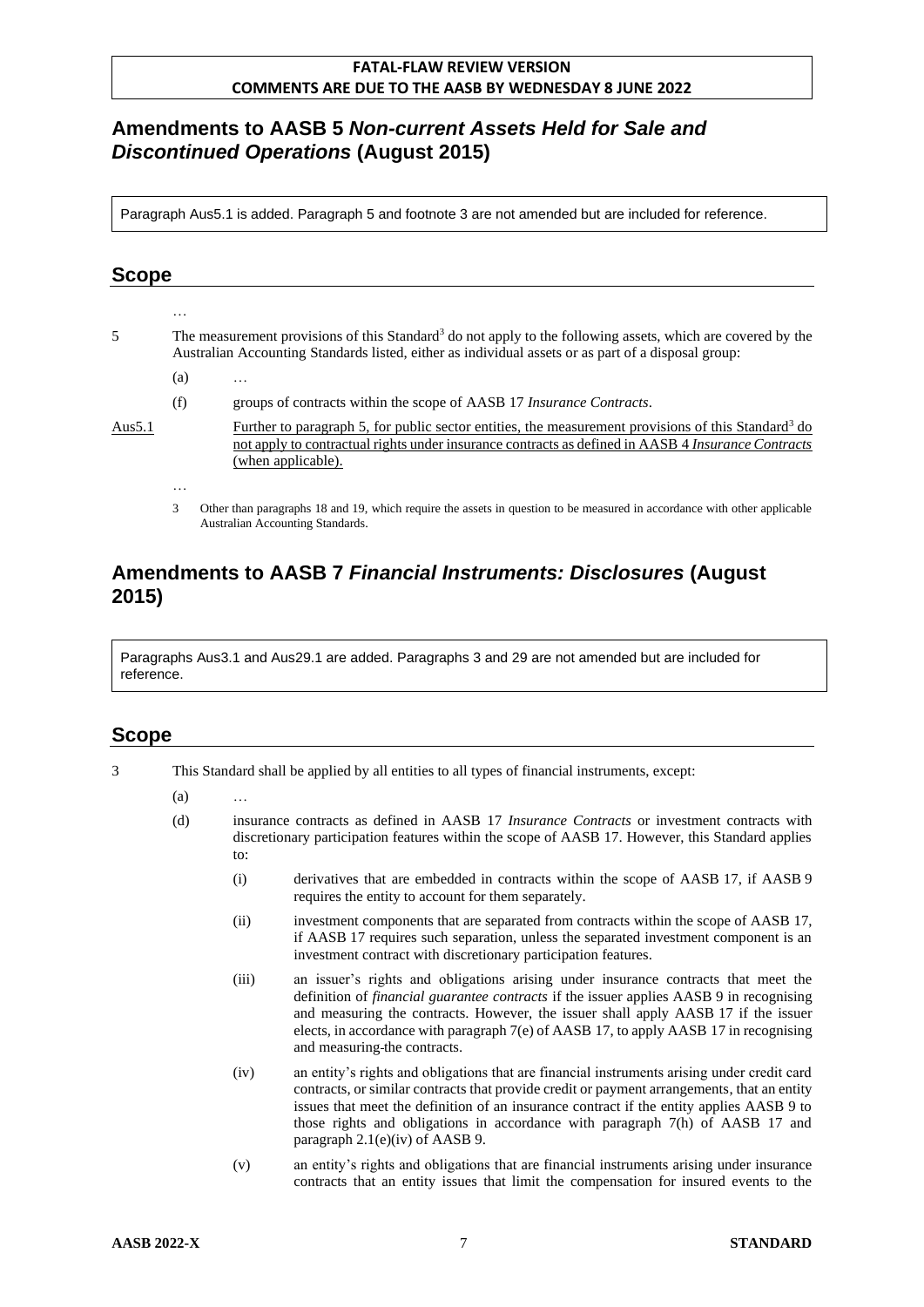**FATAL-FLAW REVIEW VERSION**
**COMMENTS ARE DUE TO THE AASB BY WEDNESDAY 8 JUNE 2022**

## Amendments to AASB 5 *Non-current Assets Held for Sale and Discontinued Operations* (August 2015)

Paragraph Aus5.1 is added. Paragraph 5 and footnote 3 are not amended but are included for reference.

### Scope

…

5 The measurement provisions of this Standard[3] do not apply to the following assets, which are covered by the Australian Accounting Standards listed, either as individual assets or as part of a disposal group:

(a) …

(f) groups of contracts within the scope of AASB 17 *Insurance Contracts*.

Aus5.1 Further to paragraph 5, for public sector entities, the measurement provisions of this Standard[3] do not apply to contractual rights under insurance contracts as defined in AASB 4 *Insurance Contracts* (when applicable).

…

3 Other than paragraphs 18 and 19, which require the assets in question to be measured in accordance with other applicable Australian Accounting Standards.

## Amendments to AASB 7 *Financial Instruments: Disclosures* (August 2015)

Paragraphs Aus3.1 and Aus29.1 are added. Paragraphs 3 and 29 are not amended but are included for reference.

### Scope

3 This Standard shall be applied by all entities to all types of financial instruments, except:

(a) …

(d) insurance contracts as defined in AASB 17 *Insurance Contracts* or investment contracts with discretionary participation features within the scope of AASB 17. However, this Standard applies to:

(i) derivatives that are embedded in contracts within the scope of AASB 17, if AASB 9 requires the entity to account for them separately.

(ii) investment components that are separated from contracts within the scope of AASB 17, if AASB 17 requires such separation, unless the separated investment component is an investment contract with discretionary participation features.

(iii) an issuer's rights and obligations arising under insurance contracts that meet the definition of *financial guarantee contracts* if the issuer applies AASB 9 in recognising and measuring the contracts. However, the issuer shall apply AASB 17 if the issuer elects, in accordance with paragraph 7(e) of AASB 17, to apply AASB 17 in recognising and measuring the contracts.

(iv) an entity's rights and obligations that are financial instruments arising under credit card contracts, or similar contracts that provide credit or payment arrangements, that an entity issues that meet the definition of an insurance contract if the entity applies AASB 9 to those rights and obligations in accordance with paragraph 7(h) of AASB 17 and paragraph 2.1(e)(iv) of AASB 9.

(v) an entity's rights and obligations that are financial instruments arising under insurance contracts that an entity issues that limit the compensation for insured events to the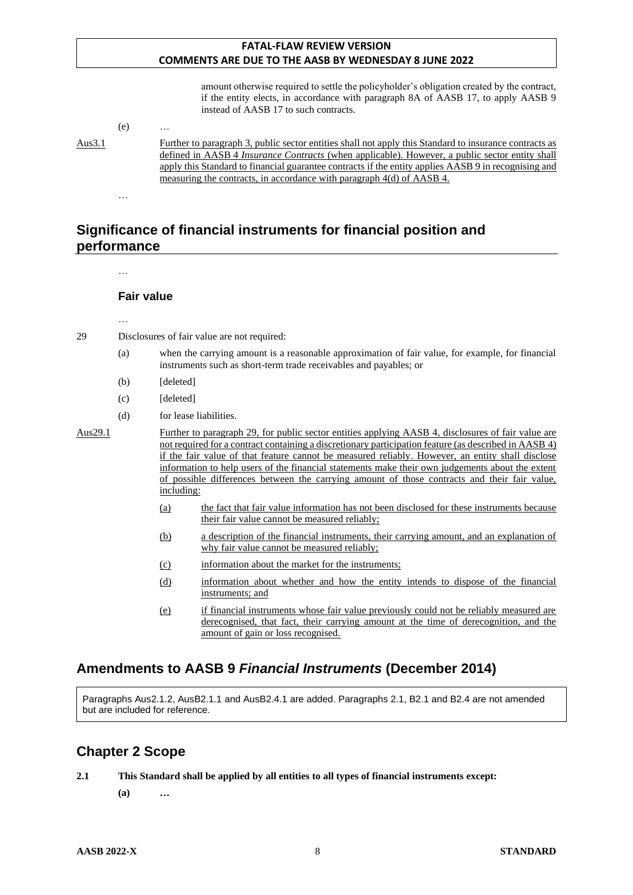amount otherwise required to settle the policyholder's obligation created by the contract, if the entity elects, in accordance with paragraph 8A of AASB 17, to apply AASB 9 instead of AASB 17 to such contracts.

(e) …

<u>Aus3.1</u> <u>Further to paragraph 3, public sector entities shall not apply this Standard to insurance contracts as defined in AASB 4 *Insurance Contracts* (when applicable). However, a public sector entity shall apply this Standard to financial guarantee contracts if the entity applies AASB 9 in recognising and measuring the contracts, in accordance with paragraph 4(d) of AASB 4.</u>

…

## Significance of financial instruments for financial position and performance

…

### Fair value

…

29 Disclosures of fair value are not required:

(a) when the carrying amount is a reasonable approximation of fair value, for example, for financial instruments such as short-term trade receivables and payables; or

(b) [deleted]

(c) [deleted]

(d) for lease liabilities.

<u>Aus29.1</u> <u>Further to paragraph 29, for public sector entities applying AASB 4, disclosures of fair value are not required for a contract containing a discretionary participation feature (as described in AASB 4) if the fair value of that feature cannot be measured reliably. However, an entity shall disclose information to help users of the financial statements make their own judgements about the extent of possible differences between the carrying amount of those contracts and their fair value, including:</u>

<u>(a)</u> <u>the fact that fair value information has not been disclosed for these instruments because their fair value cannot be measured reliably;</u>

<u>(b)</u> <u>a description of the financial instruments, their carrying amount, and an explanation of why fair value cannot be measured reliably;</u>

<u>(c)</u> <u>information about the market for the instruments;</u>

<u>(d)</u> <u>information about whether and how the entity intends to dispose of the financial instruments; and</u>

<u>(e)</u> <u>if financial instruments whose fair value previously could not be reliably measured are derecognised, that fact, their carrying amount at the time of derecognition, and the amount of gain or loss recognised.</u>

## Amendments to AASB 9 *Financial Instruments* (December 2014)

Paragraphs Aus2.1.2, AusB2.1.1 and AusB2.4.1 are added. Paragraphs 2.1, B2.1 and B2.4 are not amended but are included for reference.

## Chapter 2 Scope

**2.1 This Standard shall be applied by all entities to all types of financial instruments except:**

**(a) …**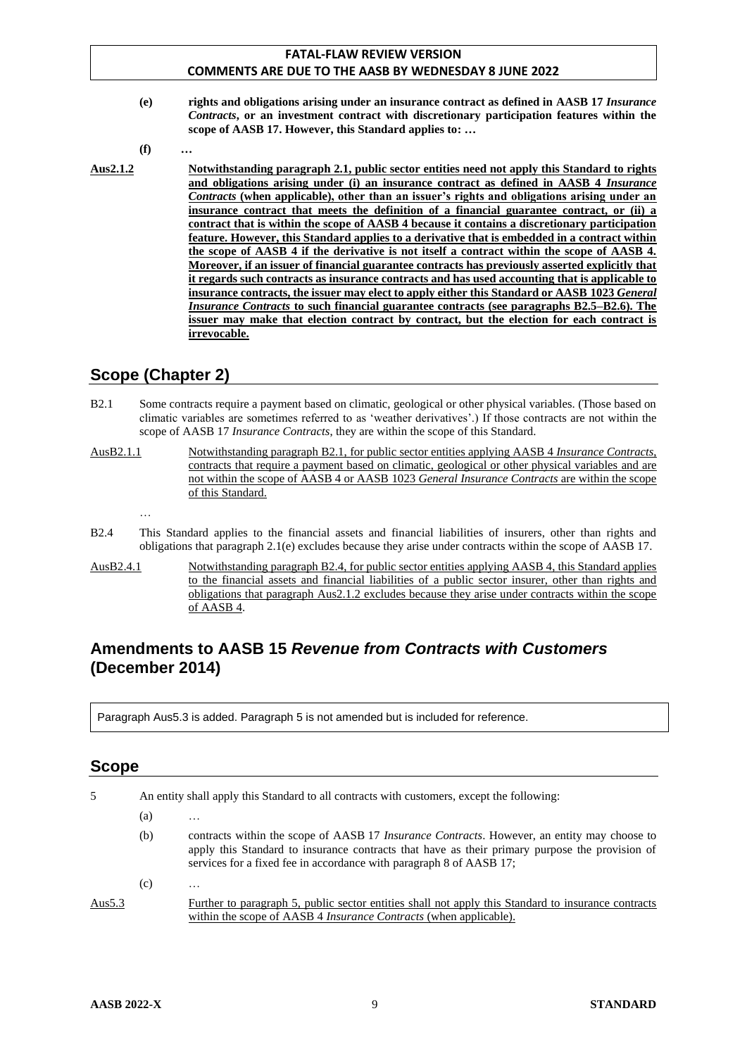**(e)** **rights and obligations arising under an insurance contract as defined in AASB 17 *Insurance Contracts*, or an investment contract with discretionary participation features within the scope of AASB 17. However, this Standard applies to: …**

**(f)** **…**

**Aus2.1.2** **Notwithstanding paragraph 2.1, public sector entities need not apply this Standard to rights and obligations arising under (i) an insurance contract as defined in AASB 4 *Insurance Contracts* (when applicable), other than an issuer's rights and obligations arising under an insurance contract that meets the definition of a financial guarantee contract, or (ii) a contract that is within the scope of AASB 4 because it contains a discretionary participation feature. However, this Standard applies to a derivative that is embedded in a contract within the scope of AASB 4 if the derivative is not itself a contract within the scope of AASB 4. Moreover, if an issuer of financial guarantee contracts has previously asserted explicitly that it regards such contracts as insurance contracts and has used accounting that is applicable to insurance contracts, the issuer may elect to apply either this Standard or AASB 1023 *General Insurance Contracts* to such financial guarantee contracts (see paragraphs B2.5–B2.6). The issuer may make that election contract by contract, but the election for each contract is irrevocable.**

## Scope (Chapter 2)

B2.1 Some contracts require a payment based on climatic, geological or other physical variables. (Those based on climatic variables are sometimes referred to as 'weather derivatives'.) If those contracts are not within the scope of AASB 17 *Insurance Contracts*, they are within the scope of this Standard.

AusB2.1.1 Notwithstanding paragraph B2.1, for public sector entities applying AASB 4 *Insurance Contracts*, contracts that require a payment based on climatic, geological or other physical variables and are not within the scope of AASB 4 or AASB 1023 *General Insurance Contracts* are within the scope of this Standard.

…

B2.4 This Standard applies to the financial assets and financial liabilities of insurers, other than rights and obligations that paragraph 2.1(e) excludes because they arise under contracts within the scope of AASB 17.

AusB2.4.1 Notwithstanding paragraph B2.4, for public sector entities applying AASB 4, this Standard applies to the financial assets and financial liabilities of a public sector insurer, other than rights and obligations that paragraph Aus2.1.2 excludes because they arise under contracts within the scope of AASB 4.

## Amendments to AASB 15 *Revenue from Contracts with Customers* (December 2014)

Paragraph Aus5.3 is added. Paragraph 5 is not amended but is included for reference.

## Scope

5 An entity shall apply this Standard to all contracts with customers, except the following:

(a) …

(b) contracts within the scope of AASB 17 *Insurance Contracts*. However, an entity may choose to apply this Standard to insurance contracts that have as their primary purpose the provision of services for a fixed fee in accordance with paragraph 8 of AASB 17;

(c) …

Aus5.3 Further to paragraph 5, public sector entities shall not apply this Standard to insurance contracts within the scope of AASB 4 *Insurance Contracts* (when applicable).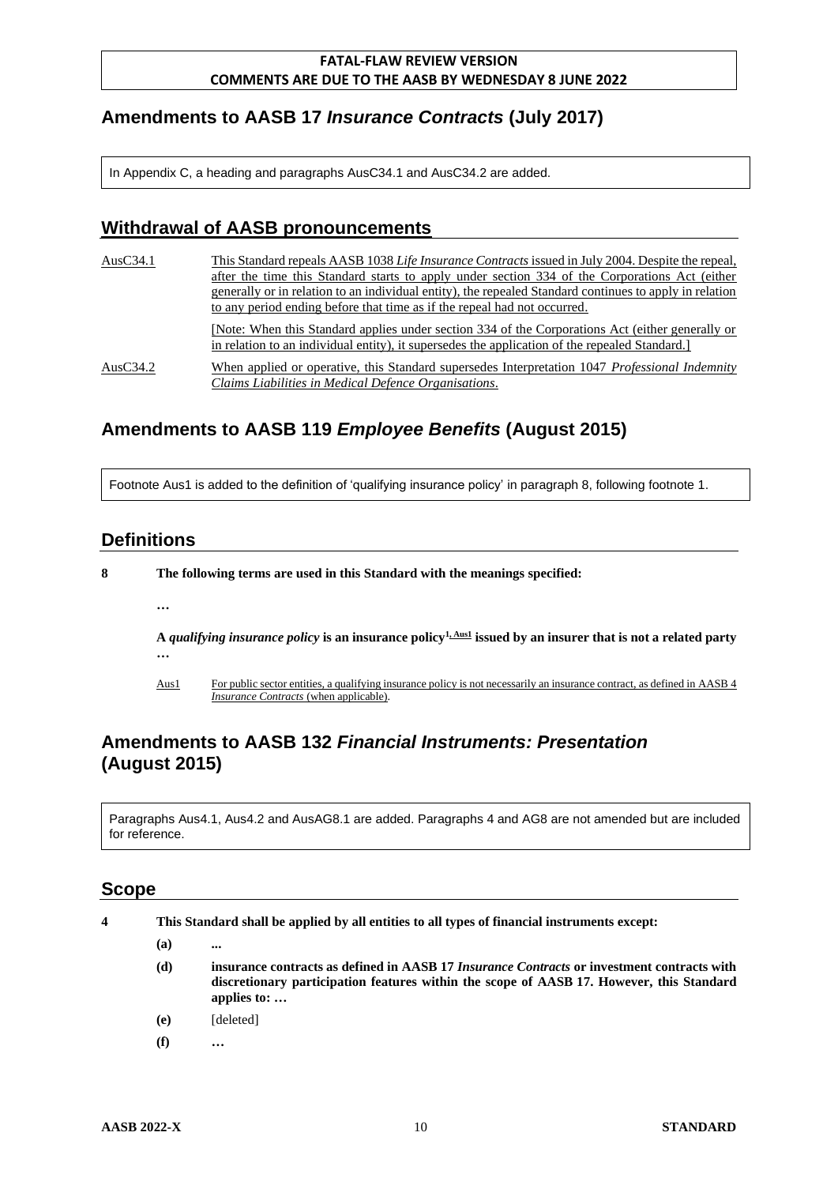**FATAL-FLAW REVIEW VERSION**
**COMMENTS ARE DUE TO THE AASB BY WEDNESDAY 8 JUNE 2022**

## Amendments to AASB 17 *Insurance Contracts* (July 2017)

In Appendix C, a heading and paragraphs AusC34.1 and AusC34.2 are added.

### Withdrawal of AASB pronouncements

AusC34.1 This Standard repeals AASB 1038 *Life Insurance Contracts* issued in July 2004. Despite the repeal, after the time this Standard starts to apply under section 334 of the Corporations Act (either generally or in relation to an individual entity), the repealed Standard continues to apply in relation to any period ending before that time as if the repeal had not occurred.

[Note: When this Standard applies under section 334 of the Corporations Act (either generally or in relation to an individual entity), it supersedes the application of the repealed Standard.]

AusC34.2 When applied or operative, this Standard supersedes Interpretation 1047 *Professional Indemnity Claims Liabilities in Medical Defence Organisations*.

## Amendments to AASB 119 *Employee Benefits* (August 2015)

Footnote Aus1 is added to the definition of 'qualifying insurance policy' in paragraph 8, following footnote 1.

### Definitions

**8 The following terms are used in this Standard with the meanings specified:**

…

**A *qualifying insurance policy* is an insurance policy[1, Aus1] issued by an insurer that is not a related party …**

Aus1 For public sector entities, a qualifying insurance policy is not necessarily an insurance contract, as defined in AASB 4 *Insurance Contracts* (when applicable).

## Amendments to AASB 132 *Financial Instruments: Presentation* (August 2015)

Paragraphs Aus4.1, Aus4.2 and AusAG8.1 are added. Paragraphs 4 and AG8 are not amended but are included for reference.

### Scope

**4 This Standard shall be applied by all entities to all types of financial instruments except:**

**(a) ...**

**(d) insurance contracts as defined in AASB 17 *Insurance Contracts* or investment contracts with discretionary participation features within the scope of AASB 17. However, this Standard applies to: …**

**(e)** [deleted]

**(f) …**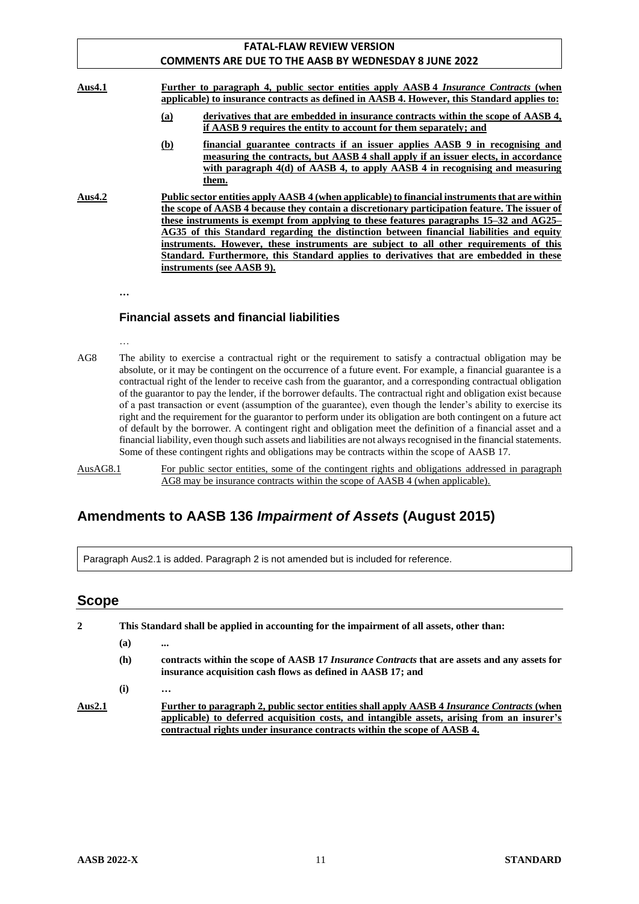**Aus4.1** **Further to paragraph 4, public sector entities apply AASB 4 *Insurance Contracts* (when applicable) to insurance contracts as defined in AASB 4. However, this Standard applies to:**

- **(a)** **derivatives that are embedded in insurance contracts within the scope of AASB 4, if AASB 9 requires the entity to account for them separately; and**
- **(b)** **financial guarantee contracts if an issuer applies AASB 9 in recognising and measuring the contracts, but AASB 4 shall apply if an issuer elects, in accordance with paragraph 4(d) of AASB 4, to apply AASB 4 in recognising and measuring them.**

**Aus4.2** **Public sector entities apply AASB 4 (when applicable) to financial instruments that are within the scope of AASB 4 because they contain a discretionary participation feature. The issuer of these instruments is exempt from applying to these features paragraphs 15–32 and AG25–AG35 of this Standard regarding the distinction between financial liabilities and equity instruments. However, these instruments are subject to all other requirements of this Standard. Furthermore, this Standard applies to derivatives that are embedded in these instruments (see AASB 9).**

**…**

### Financial assets and financial liabilities

…

AG8 The ability to exercise a contractual right or the requirement to satisfy a contractual obligation may be absolute, or it may be contingent on the occurrence of a future event. For example, a financial guarantee is a contractual right of the lender to receive cash from the guarantor, and a corresponding contractual obligation of the guarantor to pay the lender, if the borrower defaults. The contractual right and obligation exist because of a past transaction or event (assumption of the guarantee), even though the lender's ability to exercise its right and the requirement for the guarantor to perform under its obligation are both contingent on a future act of default by the borrower. A contingent right and obligation meet the definition of a financial asset and a financial liability, even though such assets and liabilities are not always recognised in the financial statements. Some of these contingent rights and obligations may be contracts within the scope of AASB 17.

AusAG8.1 For public sector entities, some of the contingent rights and obligations addressed in paragraph AG8 may be insurance contracts within the scope of AASB 4 (when applicable).

## Amendments to AASB 136 *Impairment of Assets* (August 2015)

Paragraph Aus2.1 is added. Paragraph 2 is not amended but is included for reference.

## Scope

**2** **This Standard shall be applied in accounting for the impairment of all assets, other than:**

- **(a)** **...**
- **(h)** **contracts within the scope of AASB 17 *Insurance Contracts* that are assets and any assets for insurance acquisition cash flows as defined in AASB 17; and**
- **(i)** **…**

**Aus2.1** **Further to paragraph 2, public sector entities shall apply AASB 4 *Insurance Contracts* (when applicable) to deferred acquisition costs, and intangible assets, arising from an insurer's contractual rights under insurance contracts within the scope of AASB 4.**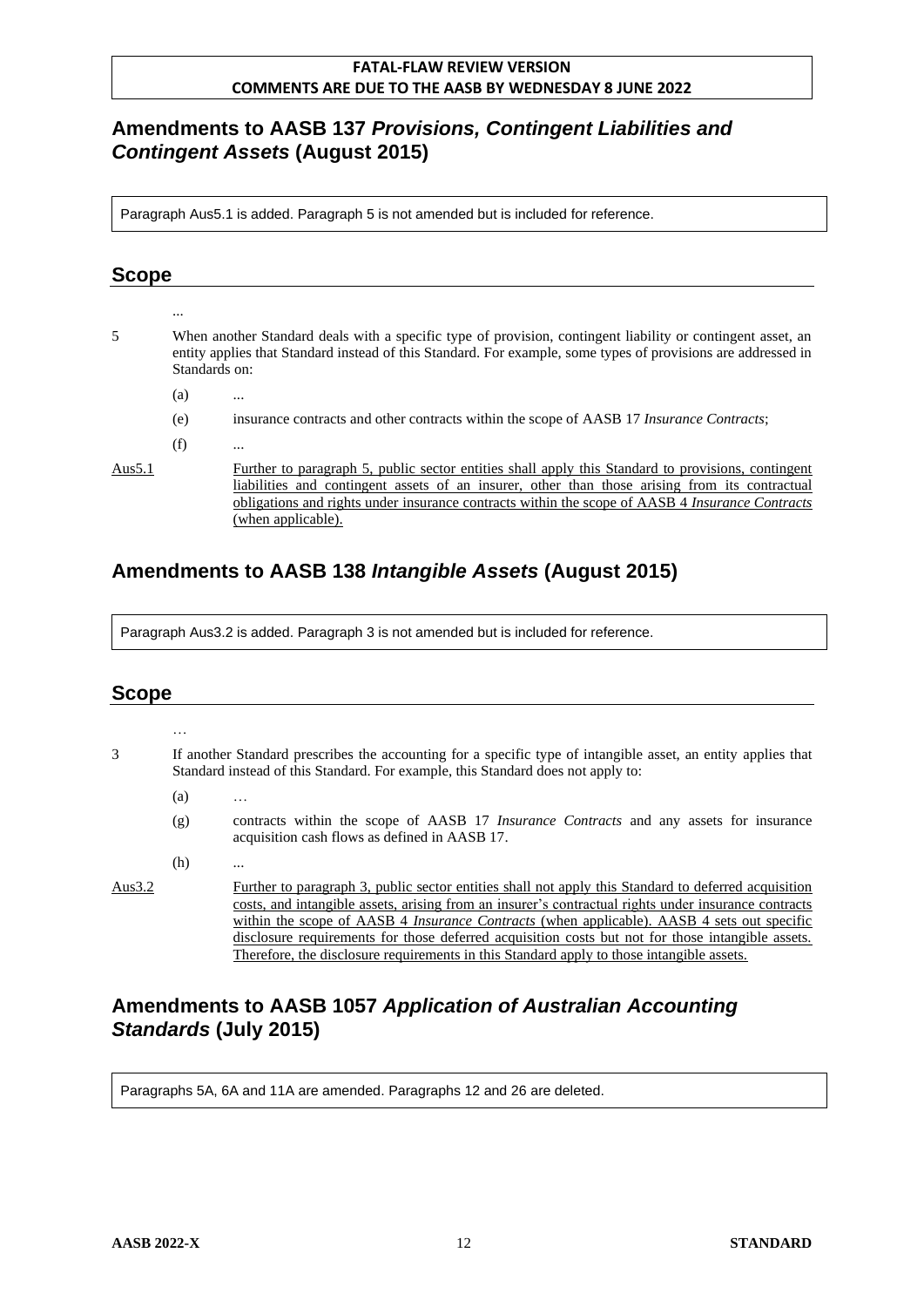**FATAL-FLAW REVIEW VERSION**
**COMMENTS ARE DUE TO THE AASB BY WEDNESDAY 8 JUNE 2022**

## Amendments to AASB 137 *Provisions, Contingent Liabilities and Contingent Assets* (August 2015)

Paragraph Aus5.1 is added. Paragraph 5 is not amended but is included for reference.

### Scope

...

5 When another Standard deals with a specific type of provision, contingent liability or contingent asset, an entity applies that Standard instead of this Standard. For example, some types of provisions are addressed in Standards on:

(a) ...

(e) insurance contracts and other contracts within the scope of AASB 17 *Insurance Contracts*;

(f) ...

<u>Aus5.1</u> <u>Further to paragraph 5, public sector entities shall apply this Standard to provisions, contingent liabilities and contingent assets of an insurer, other than those arising from its contractual obligations and rights under insurance contracts within the scope of AASB 4 *Insurance Contracts* (when applicable).</u>

## Amendments to AASB 138 *Intangible Assets* (August 2015)

Paragraph Aus3.2 is added. Paragraph 3 is not amended but is included for reference.

### Scope

…

3 If another Standard prescribes the accounting for a specific type of intangible asset, an entity applies that Standard instead of this Standard. For example, this Standard does not apply to:

(a) …

(g) contracts within the scope of AASB 17 *Insurance Contracts* and any assets for insurance acquisition cash flows as defined in AASB 17.

(h) ...

<u>Aus3.2</u> <u>Further to paragraph 3, public sector entities shall not apply this Standard to deferred acquisition costs, and intangible assets, arising from an insurer's contractual rights under insurance contracts within the scope of AASB 4 *Insurance Contracts* (when applicable). AASB 4 sets out specific disclosure requirements for those deferred acquisition costs but not for those intangible assets. Therefore, the disclosure requirements in this Standard apply to those intangible assets.</u>

## Amendments to AASB 1057 *Application of Australian Accounting Standards* (July 2015)

Paragraphs 5A, 6A and 11A are amended. Paragraphs 12 and 26 are deleted.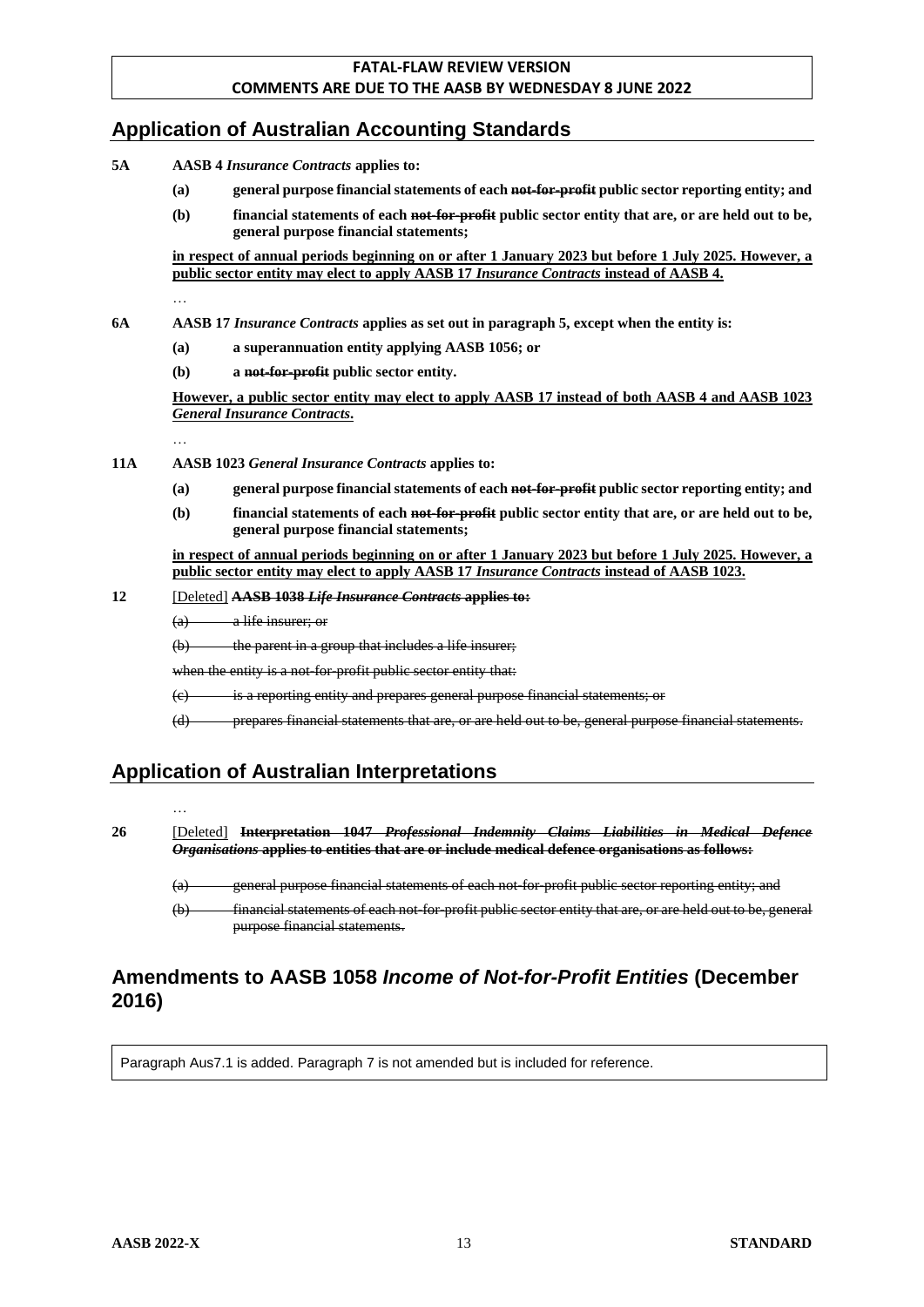**FATAL-FLAW REVIEW VERSION**
**COMMENTS ARE DUE TO THE AASB BY WEDNESDAY 8 JUNE 2022**

## Application of Australian Accounting Standards

**5A AASB 4 *Insurance Contracts* applies to:**

**(a) general purpose financial statements of each ~~not-for-profit~~ public sector reporting entity; and**

**(b) financial statements of each ~~not-for-profit~~ public sector entity that are, or are held out to be, general purpose financial statements;**

**<u>in respect of annual periods beginning on or after 1 January 2023 but before 1 July 2025. However, a public sector entity may elect to apply AASB 17 *Insurance Contracts* instead of AASB 4.</u>**

…

**6A AASB 17 *Insurance Contracts* applies as set out in paragraph 5, except when the entity is:**

**(a) a superannuation entity applying AASB 1056; or**

**(b) a ~~not-for-profit~~ public sector entity.**

**<u>However, a public sector entity may elect to apply AASB 17 instead of both AASB 4 and AASB 1023 *General Insurance Contracts*.</u>**

…

**11A AASB 1023 *General Insurance Contracts* applies to:**

**(a) general purpose financial statements of each ~~not-for-profit~~ public sector reporting entity; and**

**(b) financial statements of each ~~not-for-profit~~ public sector entity that are, or are held out to be, general purpose financial statements;**

**<u>in respect of annual periods beginning on or after 1 January 2023 but before 1 July 2025. However, a public sector entity may elect to apply AASB 17 *Insurance Contracts* instead of AASB 1023.</u>**

**12** <u>[Deleted]</u> ~~**AASB 1038 *Life Insurance Contracts* applies to:**~~

~~(a) a life insurer; or~~

~~(b) the parent in a group that includes a life insurer;~~

~~when the entity is a not-for-profit public sector entity that:~~

~~(c) is a reporting entity and prepares general purpose financial statements; or~~

~~(d) prepares financial statements that are, or are held out to be, general purpose financial statements.~~

## Application of Australian Interpretations

…

**26** <u>[Deleted]</u> ~~**Interpretation 1047 *Professional Indemnity Claims Liabilities in Medical Defence Organisations* applies to entities that are or include medical defence organisations as follows:**~~

~~(a) general purpose financial statements of each not-for-profit public sector reporting entity; and~~

~~(b) financial statements of each not-for-profit public sector entity that are, or are held out to be, general purpose financial statements.~~

## Amendments to AASB 1058 *Income of Not-for-Profit Entities* (December 2016)

Paragraph Aus7.1 is added. Paragraph 7 is not amended but is included for reference.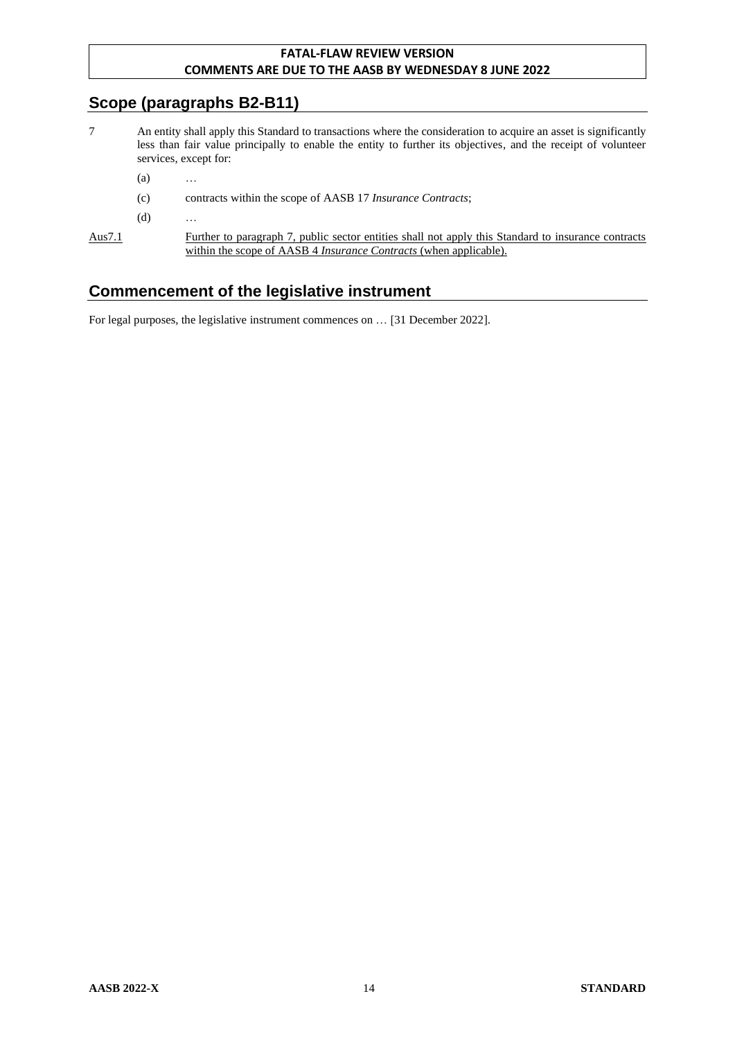## Scope (paragraphs B2-B11)

7 An entity shall apply this Standard to transactions where the consideration to acquire an asset is significantly less than fair value principally to enable the entity to further its objectives, and the receipt of volunteer services, except for:

(a) …

(c) contracts within the scope of AASB 17 *Insurance Contracts*;

(d) …

Aus7.1 Further to paragraph 7, public sector entities shall not apply this Standard to insurance contracts within the scope of AASB 4 *Insurance Contracts* (when applicable).

## Commencement of the legislative instrument

For legal purposes, the legislative instrument commences on … [31 December 2022].